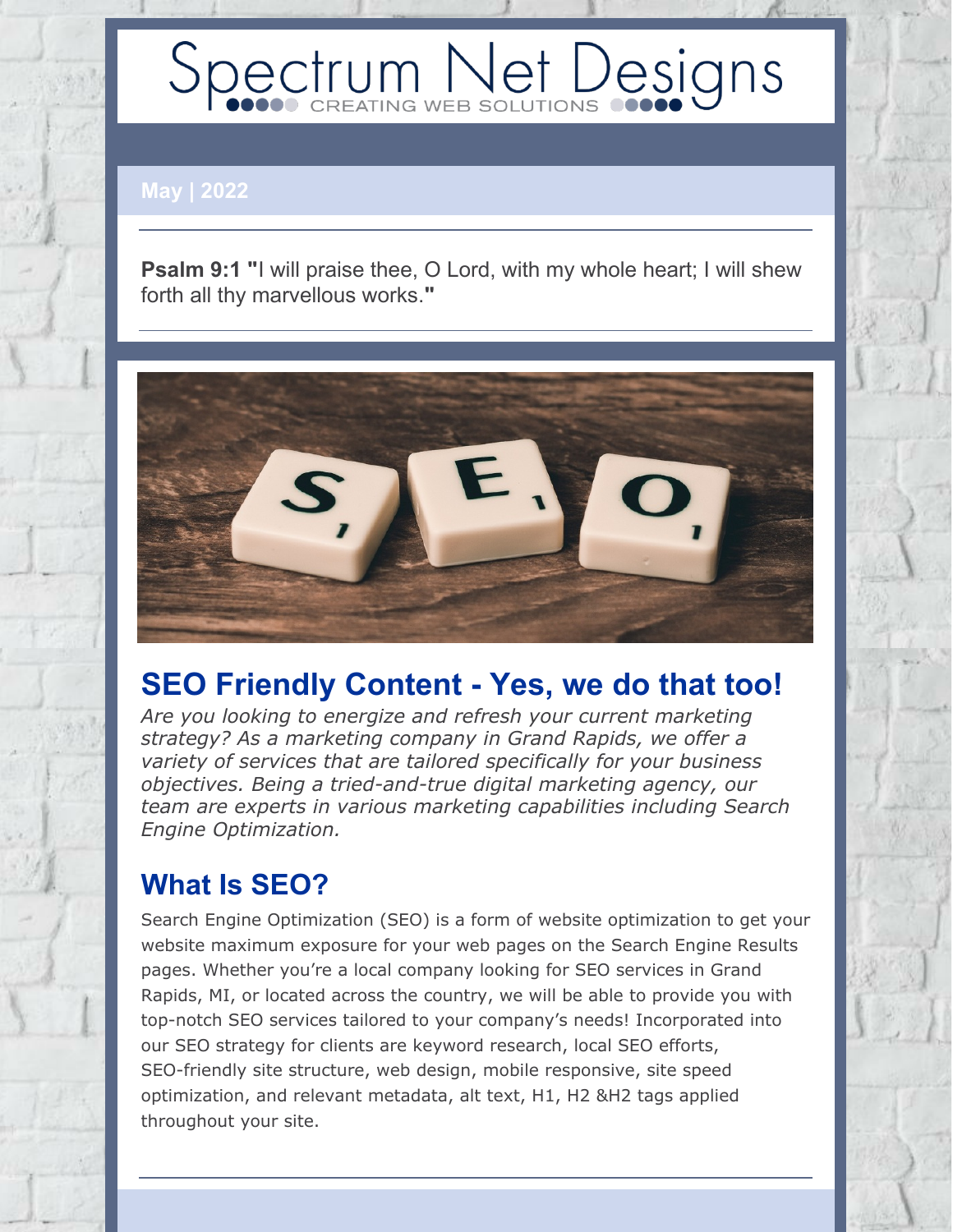# Spectrum Net Designs

CREATING WEB SOLUTIONS

**May | 2022**

---

**Psalm 9:1 "**I will praise thee, O Lord, with my whole heart; I will shew forth all thy marvellous works.**"**

---

## SEO Friendly Content - Yes, we do that too!

*Are you looking to energize and refresh your current marketing strategy? As a marketing company in Grand Rapids, we offer a variety of services that are tailored specifically for your business objectives. Being a tried-and-true digital marketing agency, our team are experts in various marketing capabilities including Search Engine Optimization.*

## What Is SEO?

Search Engine Optimization (SEO) is a form of website optimization to get your website maximum exposure for your web pages on the Search Engine Results pages. Whether you're a local company looking for SEO services in Grand Rapids, MI, or located across the country, we will be able to provide you with top-notch SEO services tailored to your company's needs! Incorporated into our SEO strategy for clients are keyword research, local SEO efforts, SEO-friendly site structure, web design, mobile responsive, site speed optimization, and relevant metadata, alt text, H1, H2 &H2 tags applied throughout your site.

---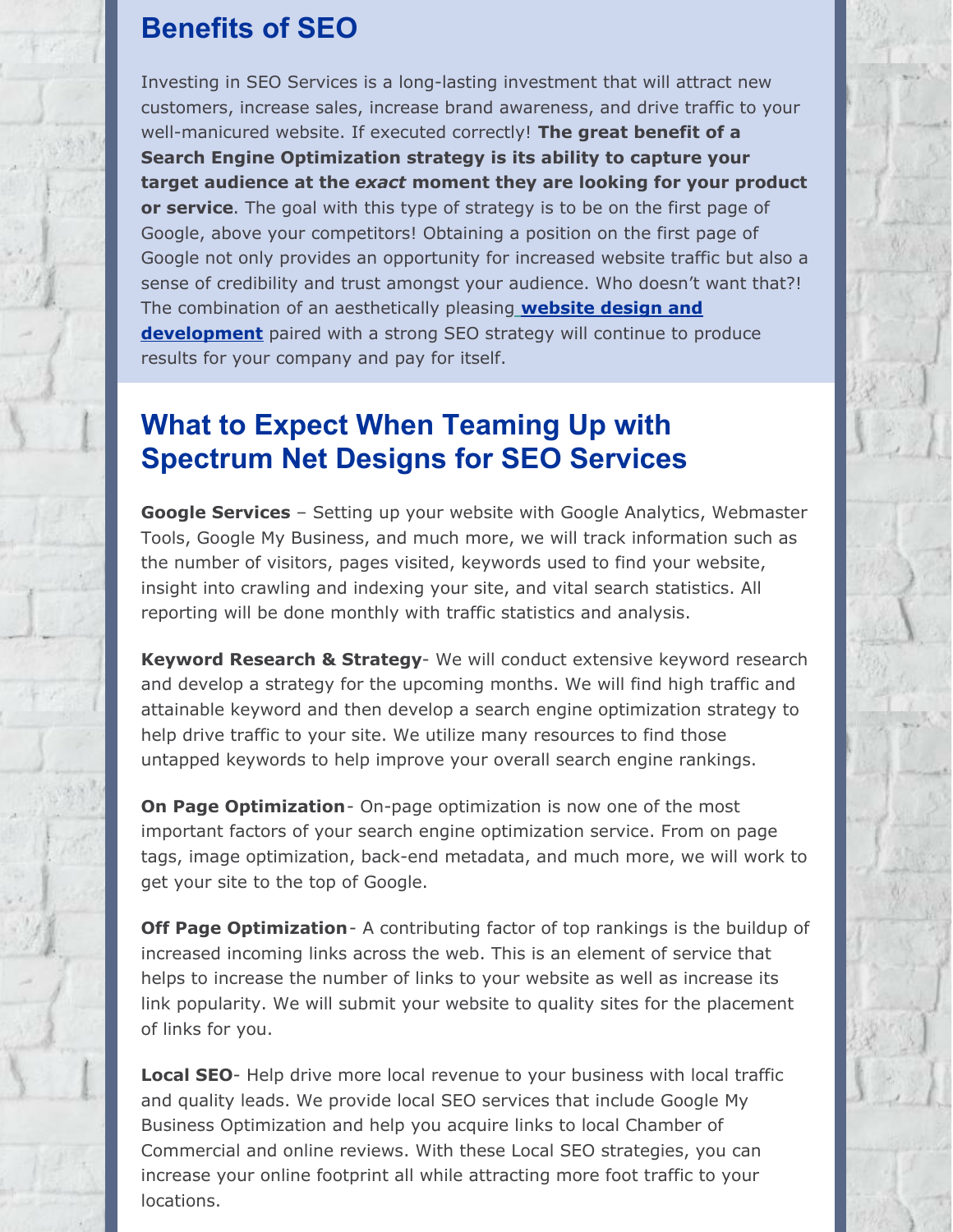## Benefits of SEO

Investing in SEO Services is a long-lasting investment that will attract new customers, increase sales, increase brand awareness, and drive traffic to your well-manicured website. If executed correctly! **The great benefit of a Search Engine Optimization strategy is its ability to capture your target audience at the *exact* moment they are looking for your product or service**. The goal with this type of strategy is to be on the first page of Google, above your competitors! Obtaining a position on the first page of Google not only provides an opportunity for increased website traffic but also a sense of credibility and trust amongst your audience. Who doesn't want that?! The combination of an aesthetically pleasing **website design and development** paired with a strong SEO strategy will continue to produce results for your company and pay for itself.

## What to Expect When Teaming Up with Spectrum Net Designs for SEO Services

**Google Services** – Setting up your website with Google Analytics, Webmaster Tools, Google My Business, and much more, we will track information such as the number of visitors, pages visited, keywords used to find your website, insight into crawling and indexing your site, and vital search statistics. All reporting will be done monthly with traffic statistics and analysis.

**Keyword Research & Strategy**- We will conduct extensive keyword research and develop a strategy for the upcoming months. We will find high traffic and attainable keyword and then develop a search engine optimization strategy to help drive traffic to your site. We utilize many resources to find those untapped keywords to help improve your overall search engine rankings.

**On Page Optimization**- On-page optimization is now one of the most important factors of your search engine optimization service. From on page tags, image optimization, back-end metadata, and much more, we will work to get your site to the top of Google.

**Off Page Optimization**- A contributing factor of top rankings is the buildup of increased incoming links across the web. This is an element of service that helps to increase the number of links to your website as well as increase its link popularity. We will submit your website to quality sites for the placement of links for you.

**Local SEO**- Help drive more local revenue to your business with local traffic and quality leads. We provide local SEO services that include Google My Business Optimization and help you acquire links to local Chamber of Commercial and online reviews. With these Local SEO strategies, you can increase your online footprint all while attracting more foot traffic to your locations.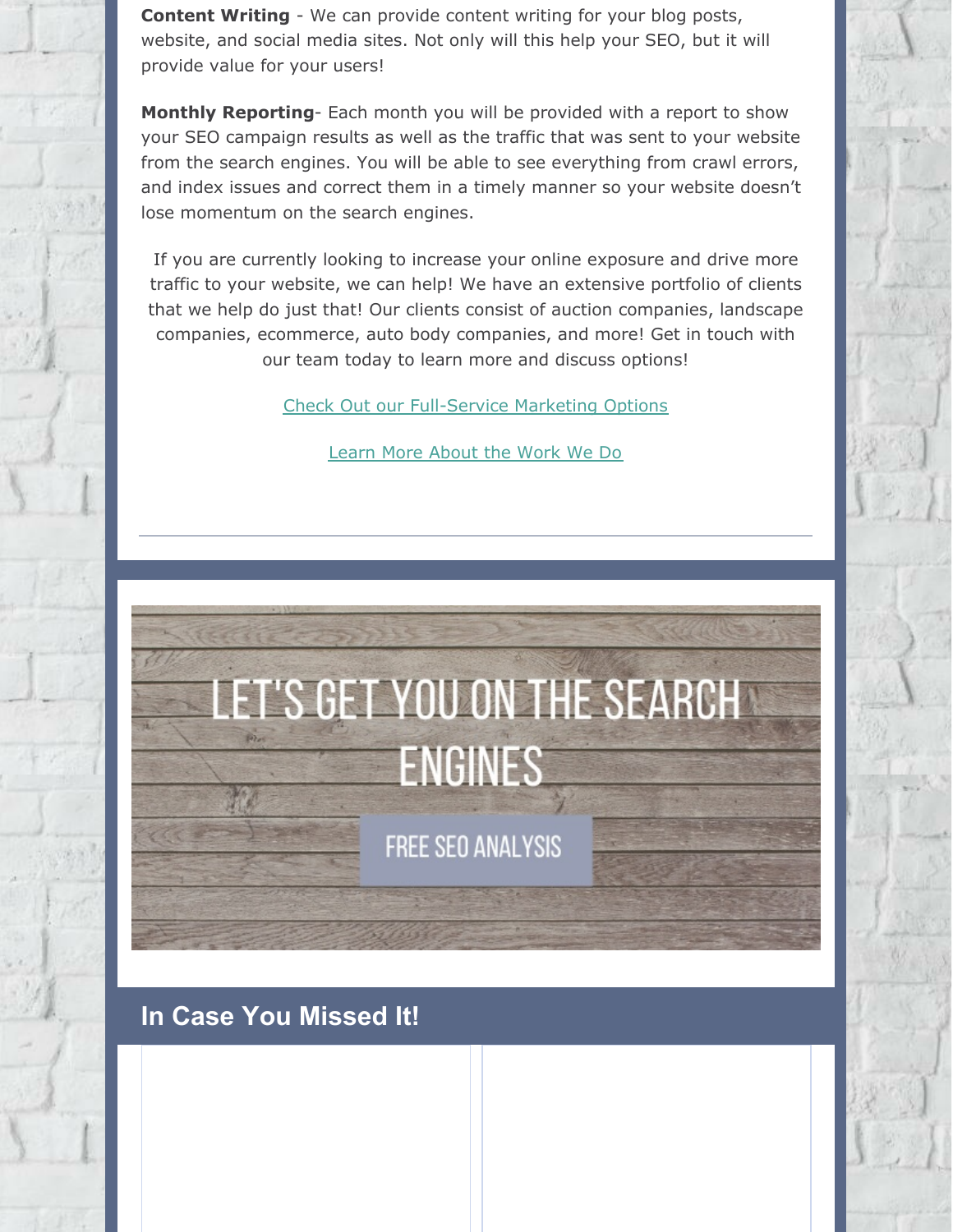**Content Writing** - We can provide content writing for your blog posts, website, and social media sites. Not only will this help your SEO, but it will provide value for your users!

**Monthly Reporting**- Each month you will be provided with a report to show your SEO campaign results as well as the traffic that was sent to your website from the search engines. You will be able to see everything from crawl errors, and index issues and correct them in a timely manner so your website doesn't lose momentum on the search engines.

If you are currently looking to increase your online exposure and drive more traffic to your website, we can help! We have an extensive portfolio of clients that we help do just that! Our clients consist of auction companies, landscape companies, ecommerce, auto body companies, and more! Get in touch with our team today to learn more and discuss options!

Check Out our Full-Service Marketing Options

Learn More About the Work We Do

LET'S GET YOU ON THE SEARCH ENGINES

FREE SEO ANALYSIS

## In Case You Missed It!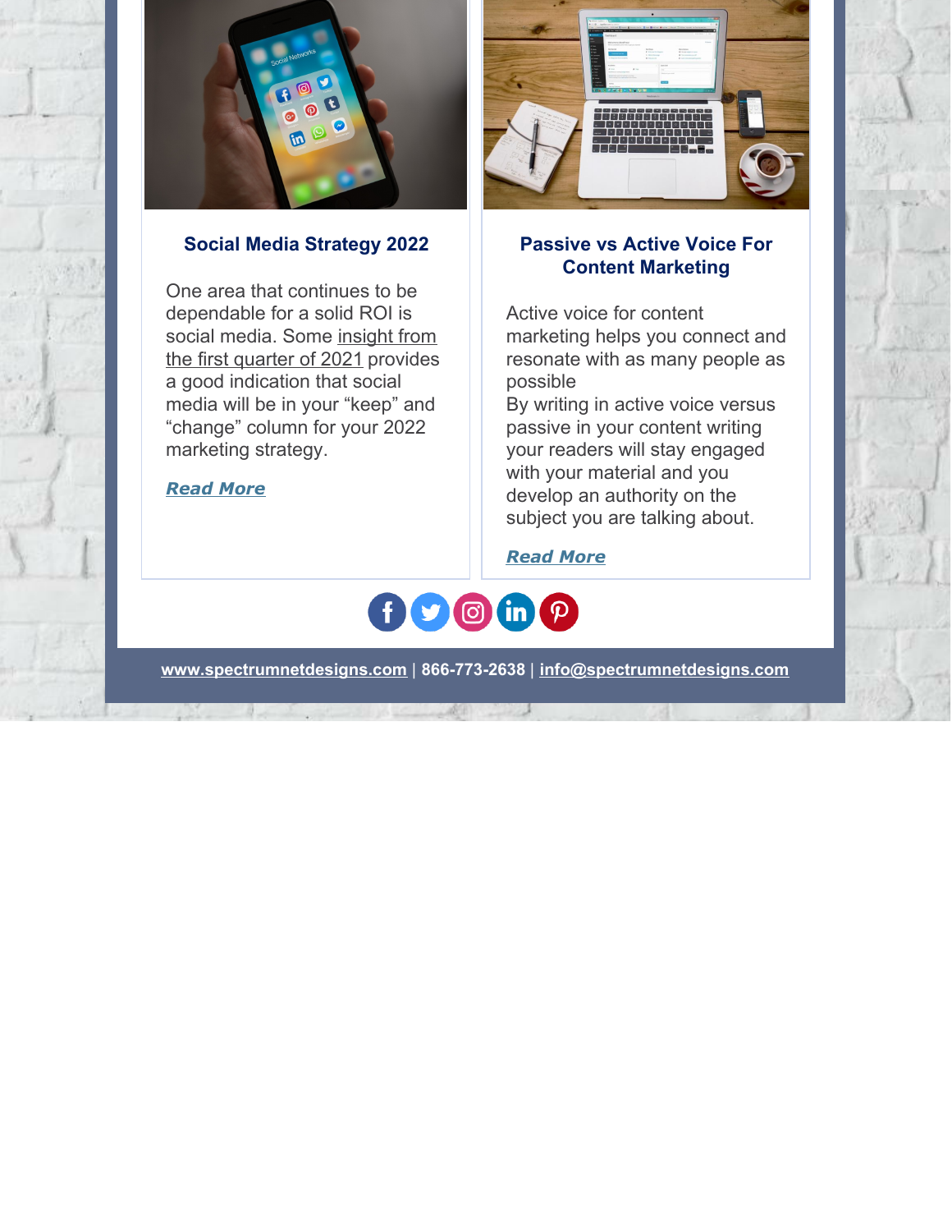### Social Media Strategy 2022

One area that continues to be dependable for a solid ROI is social media. Some insight from the first quarter of 2021 provides a good indication that social media will be in your “keep” and “change” column for your 2022 marketing strategy.

***Read More***

### Passive vs Active Voice For Content Marketing

Active voice for content marketing helps you connect and resonate with as many people as possible
By writing in active voice versus passive in your content writing your readers will stay engaged with your material and you develop an authority on the subject you are talking about.

***Read More***

**www.spectrumnetdesigns.com | 866-773-2638 | info@spectrumnetdesigns.com**